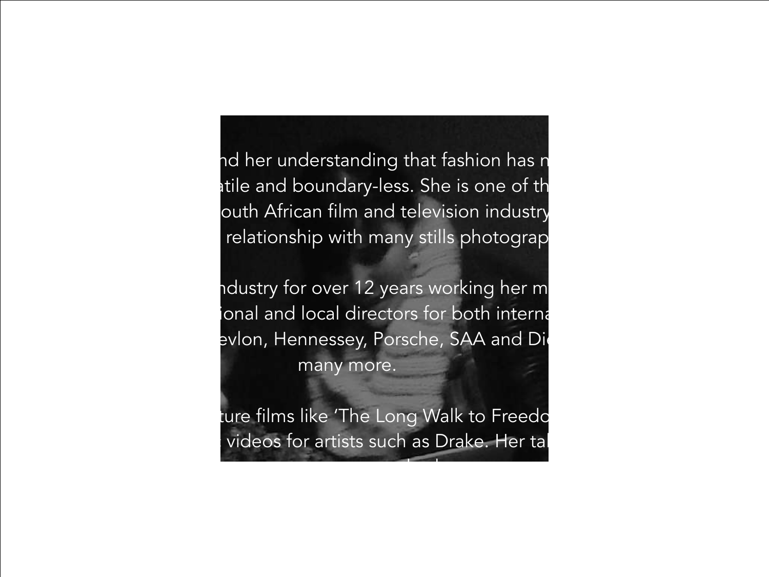nd her understanding that fashion has n
atile and boundary-less. She is one of th
outh African film and television industry
relationship with many stills photograp

ndustry for over 12 years working her m
ional and local directors for both interna
evlon, Hennessey, Porsche, SAA and Di
many more.

ture films like 'The Long Walk to Freedo
videos for artists such as Drake. Her ta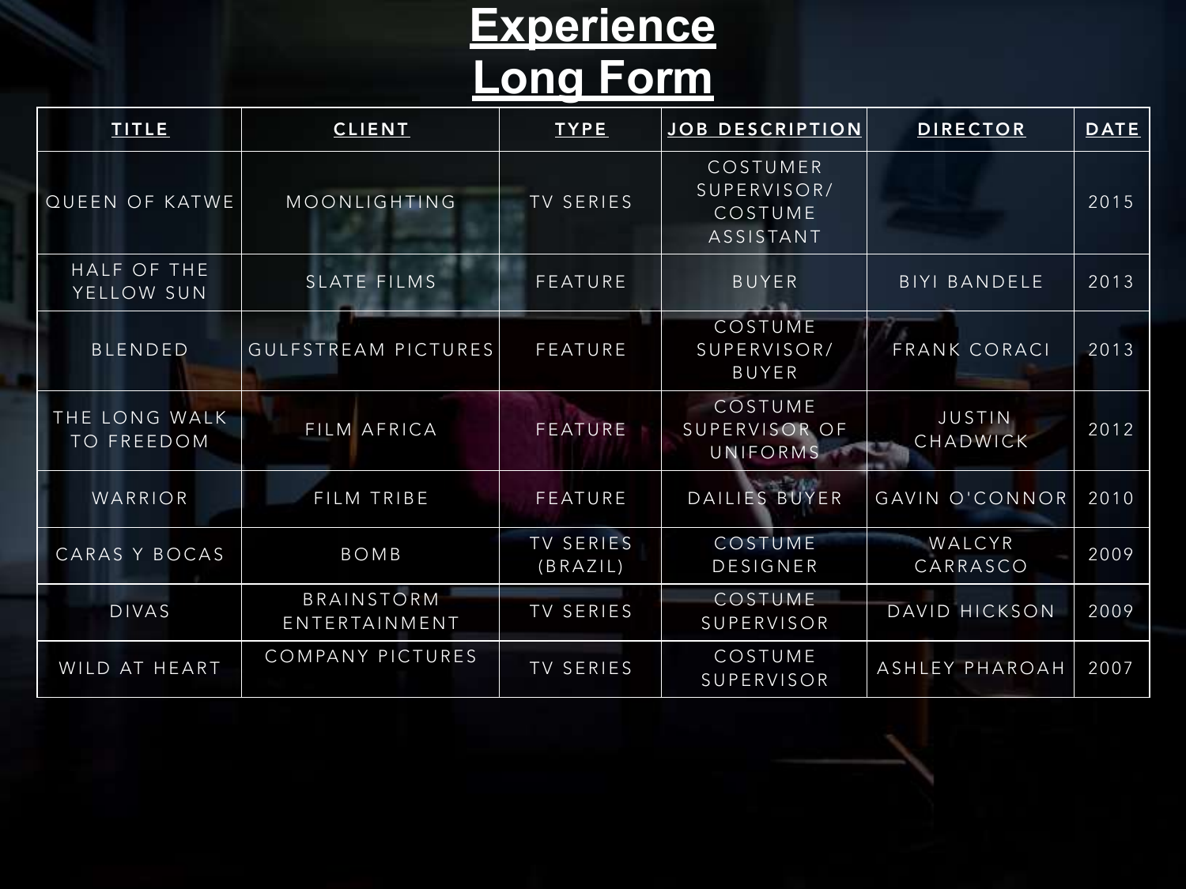# Experience
# Long Form

| TITLE | CLIENT | TYPE | JOB DESCRIPTION | DIRECTOR | DATE |
|---|---|---|---|---|---|
| QUEEN OF KATWE | MOONLIGHTING | TV SERIES | COSTUMER SUPERVISOR/ COSTUME ASSISTANT | | 2015 |
| HALF OF THE YELLOW SUN | SLATE FILMS | FEATURE | BUYER | BIYI BANDELE | 2013 |
| BLENDED | GULFSTREAM PICTURES | FEATURE | COSTUME SUPERVISOR/ BUYER | FRANK CORACI | 2013 |
| THE LONG WALK TO FREEDOM | FILM AFRICA | FEATURE | COSTUME SUPERVISOR OF UNIFORMS | JUSTIN CHADWICK | 2012 |
| WARRIOR | FILM TRIBE | FEATURE | DAILIES BUYER | GAVIN O'CONNOR | 2010 |
| CARAS Y BOCAS | BOMB | TV SERIES (BRAZIL) | COSTUME DESIGNER | WALCYR CARRASCO | 2009 |
| DIVAS | BRAINSTORM ENTERTAINMENT | TV SERIES | COSTUME SUPERVISOR | DAVID HICKSON | 2009 |
| WILD AT HEART | COMPANY PICTURES | TV SERIES | COSTUME SUPERVISOR | ASHLEY PHAROAH | 2007 |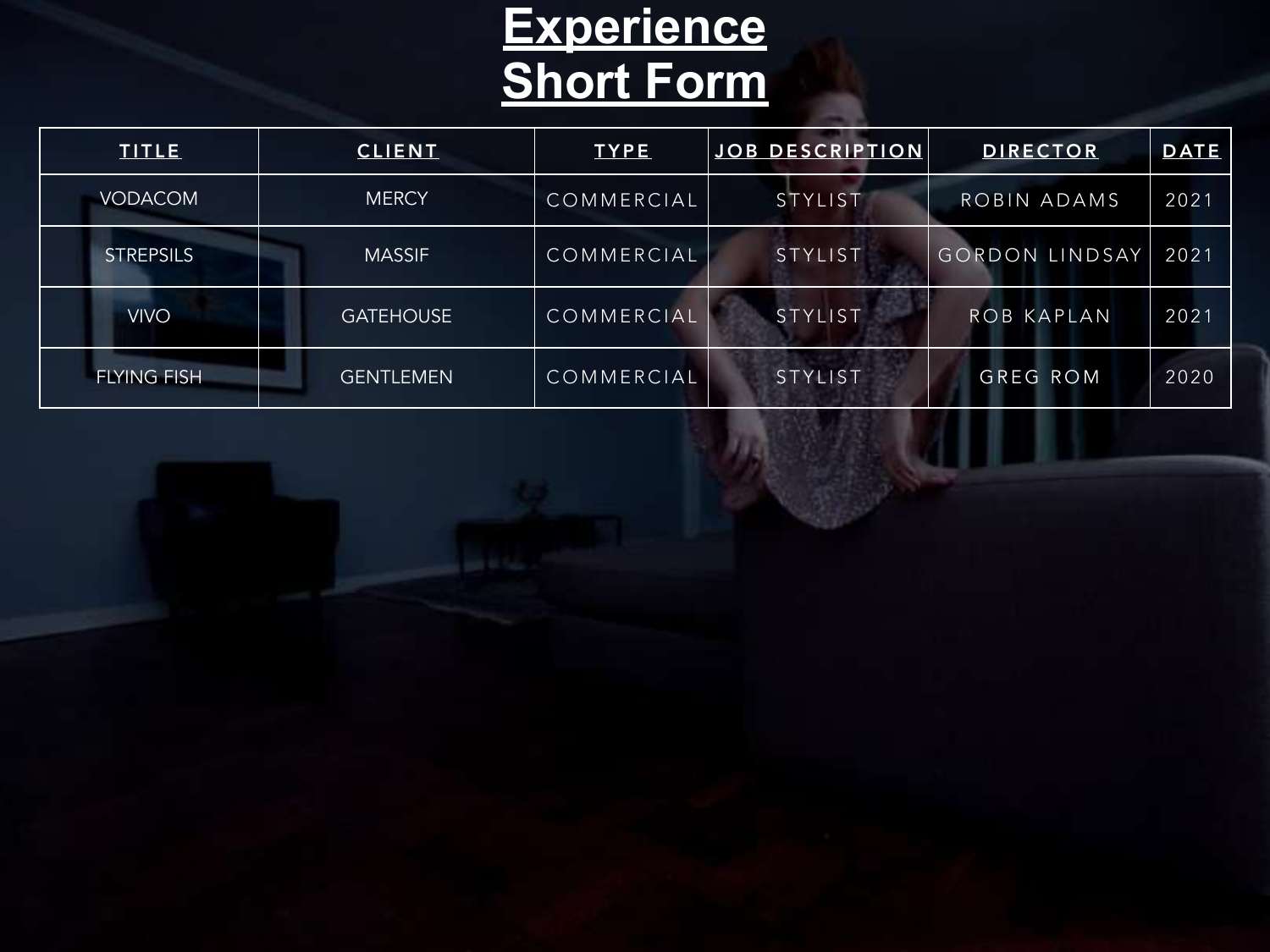# Experience Short Form

| TITLE | CLIENT | TYPE | JOB DESCRIPTION | DIRECTOR | DATE |
|---|---|---|---|---|---|
| VODACOM | MERCY | COMMERCIAL | STYLIST | ROBIN ADAMS | 2021 |
| STREPSILS | MASSIF | COMMERCIAL | STYLIST | GORDON LINDSAY | 2021 |
| VIVO | GATEHOUSE | COMMERCIAL | STYLIST | ROB KAPLAN | 2021 |
| FLYING FISH | GENTLEMEN | COMMERCIAL | STYLIST | GREG ROM | 2020 |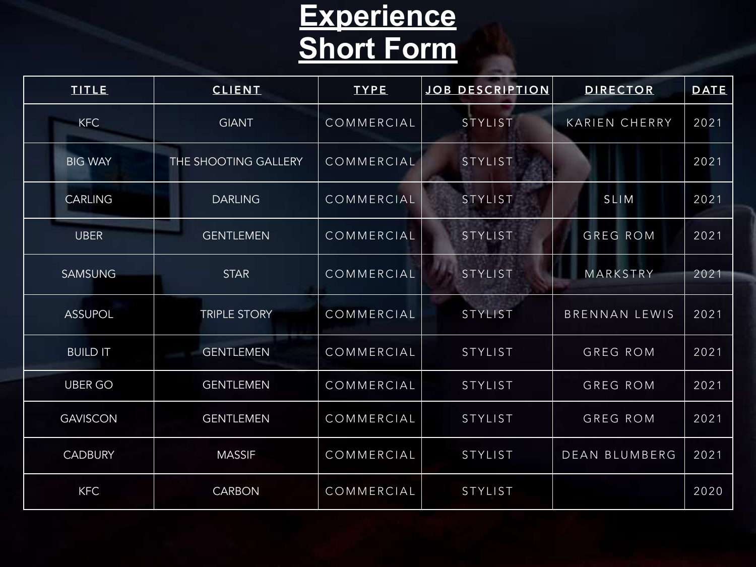# Experience Short Form

| TITLE | CLIENT | TYPE | JOB DESCRIPTION | DIRECTOR | DATE |
|---|---|---|---|---|---|
| KFC | GIANT | COMMERCIAL | STYLIST | KARIEN CHERRY | 2021 |
| BIG WAY | THE SHOOTING GALLERY | COMMERCIAL | STYLIST | | 2021 |
| CARLING | DARLING | COMMERCIAL | STYLIST | SLIM | 2021 |
| UBER | GENTLEMEN | COMMERCIAL | STYLIST | GREG ROM | 2021 |
| SAMSUNG | STAR | COMMERCIAL | STYLIST | MARKSTRY | 2021 |
| ASSUPOL | TRIPLE STORY | COMMERCIAL | STYLIST | BRENNAN LEWIS | 2021 |
| BUILD IT | GENTLEMEN | COMMERCIAL | STYLIST | GREG ROM | 2021 |
| UBER GO | GENTLEMEN | COMMERCIAL | STYLIST | GREG ROM | 2021 |
| GAVISCON | GENTLEMEN | COMMERCIAL | STYLIST | GREG ROM | 2021 |
| CADBURY | MASSIF | COMMERCIAL | STYLIST | DEAN BLUMBERG | 2021 |
| KFC | CARBON | COMMERCIAL | STYLIST | | 2020 |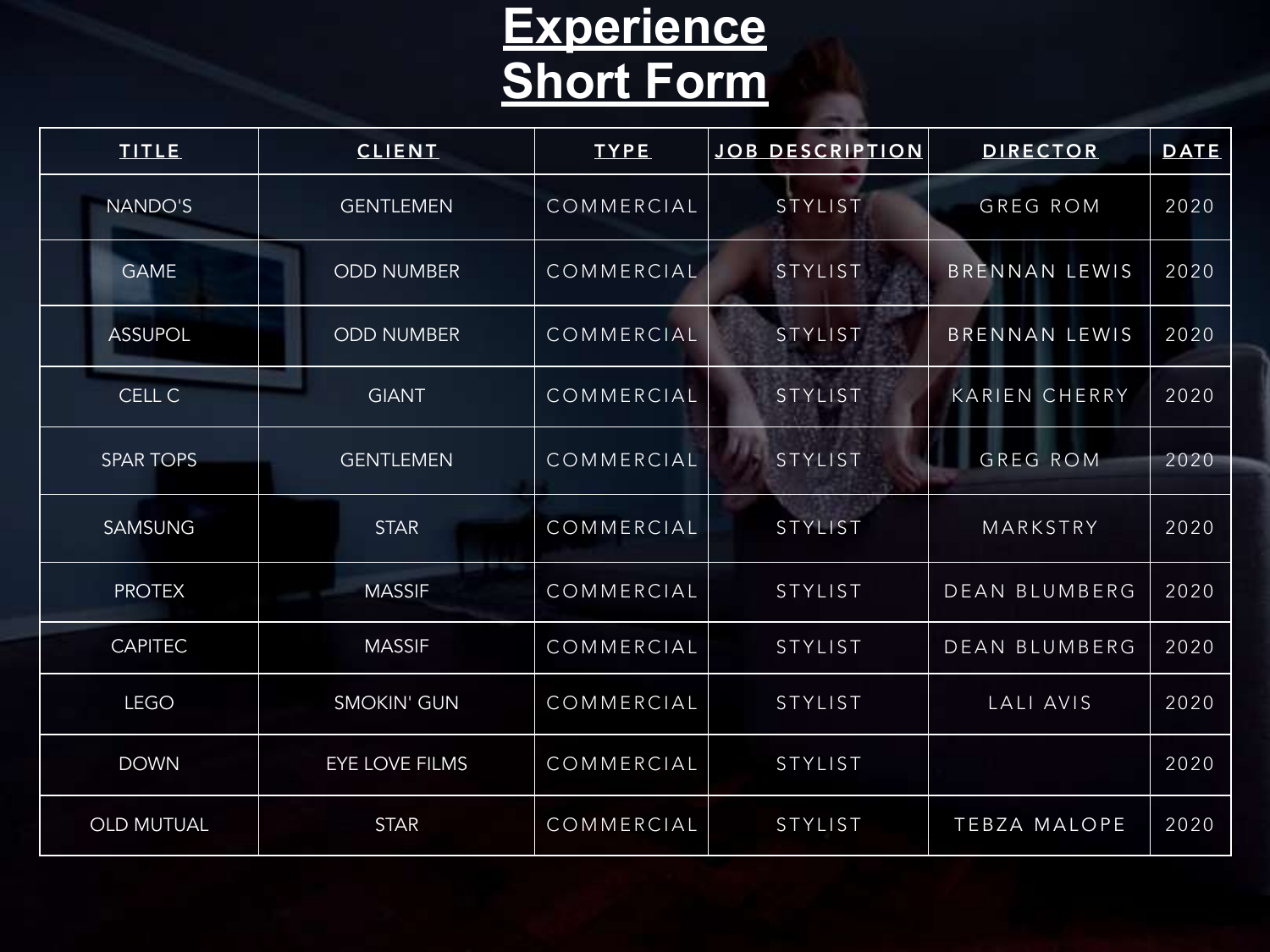# Experience Short Form

| TITLE | CLIENT | TYPE | JOB DESCRIPTION | DIRECTOR | DATE |
|---|---|---|---|---|---|
| NANDO'S | GENTLEMEN | COMMERCIAL | STYLIST | GREG ROM | 2020 |
| GAME | ODD NUMBER | COMMERCIAL | STYLIST | BRENNAN LEWIS | 2020 |
| ASSUPOL | ODD NUMBER | COMMERCIAL | STYLIST | BRENNAN LEWIS | 2020 |
| CELL C | GIANT | COMMERCIAL | STYLIST | KARIEN CHERRY | 2020 |
| SPAR TOPS | GENTLEMEN | COMMERCIAL | STYLIST | GREG ROM | 2020 |
| SAMSUNG | STAR | COMMERCIAL | STYLIST | MARKSTRY | 2020 |
| PROTEX | MASSIF | COMMERCIAL | STYLIST | DEAN BLUMBERG | 2020 |
| CAPITEC | MASSIF | COMMERCIAL | STYLIST | DEAN BLUMBERG | 2020 |
| LEGO | SMOKIN' GUN | COMMERCIAL | STYLIST | LALI AVIS | 2020 |
| DOWN | EYE LOVE FILMS | COMMERCIAL | STYLIST | | 2020 |
| OLD MUTUAL | STAR | COMMERCIAL | STYLIST | TEBZA MALOPE | 2020 |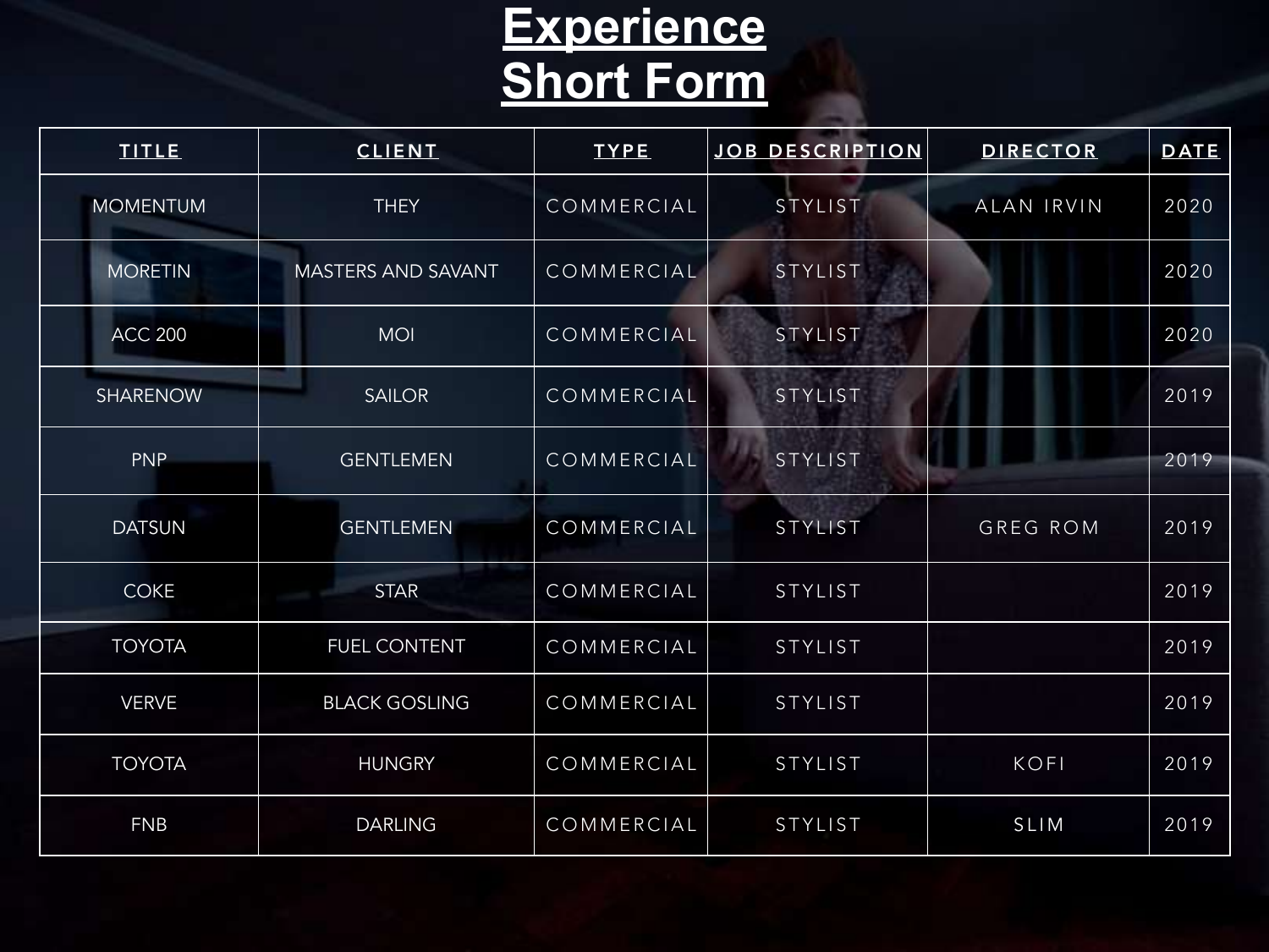# Experience Short Form

| TITLE | CLIENT | TYPE | JOB DESCRIPTION | DIRECTOR | DATE |
|---|---|---|---|---|---|
| MOMENTUM | THEY | COMMERCIAL | STYLIST | ALAN IRVIN | 2020 |
| MORETIN | MASTERS AND SAVANT | COMMERCIAL | STYLIST | | 2020 |
| ACC 200 | MOI | COMMERCIAL | STYLIST | | 2020 |
| SHARENOW | SAILOR | COMMERCIAL | STYLIST | | 2019 |
| PNP | GENTLEMEN | COMMERCIAL | STYLIST | | 2019 |
| DATSUN | GENTLEMEN | COMMERCIAL | STYLIST | GREG ROM | 2019 |
| COKE | STAR | COMMERCIAL | STYLIST | | 2019 |
| TOYOTA | FUEL CONTENT | COMMERCIAL | STYLIST | | 2019 |
| VERVE | BLACK GOSLING | COMMERCIAL | STYLIST | | 2019 |
| TOYOTA | HUNGRY | COMMERCIAL | STYLIST | KOFI | 2019 |
| FNB | DARLING | COMMERCIAL | STYLIST | SLIM | 2019 |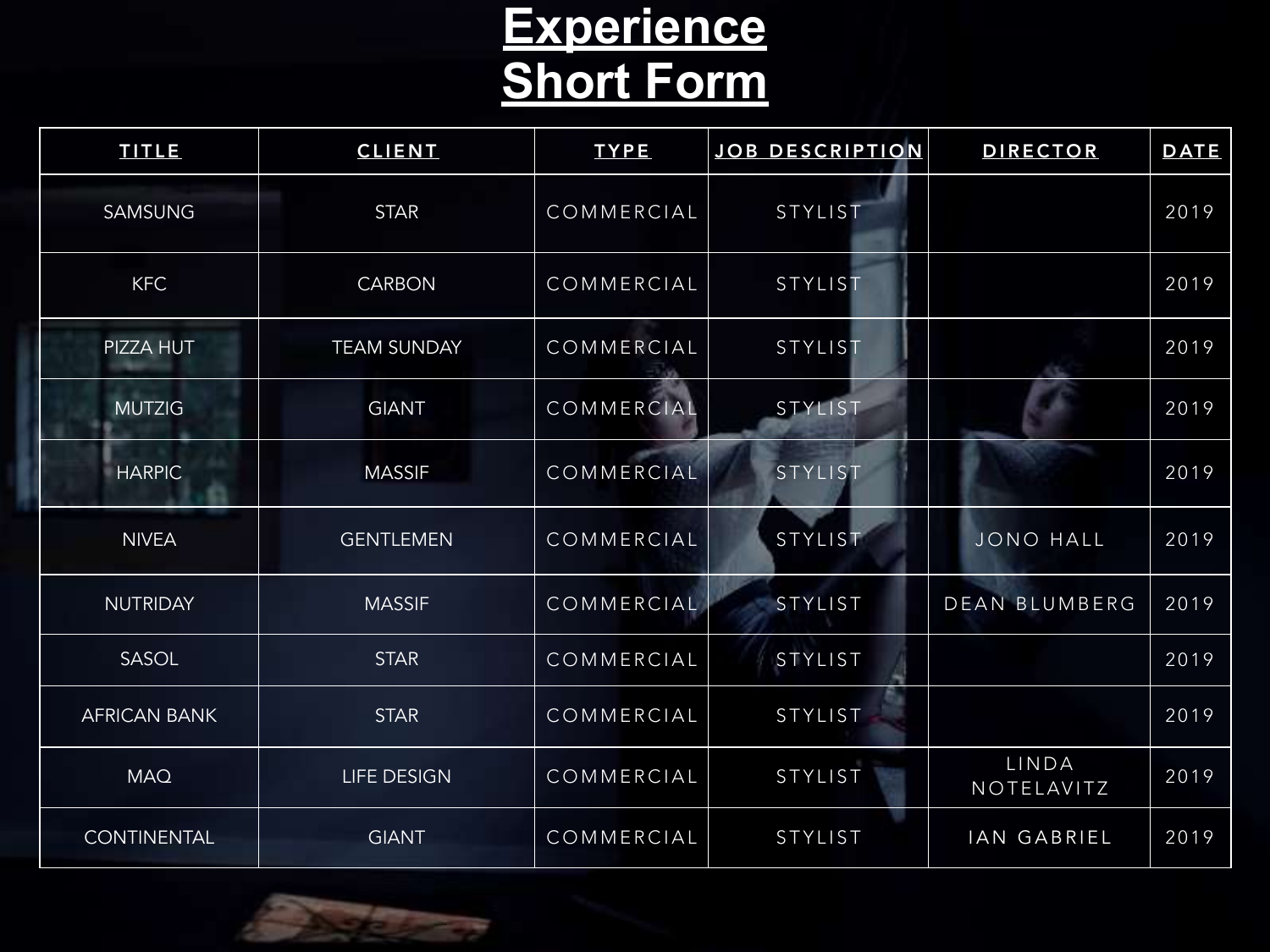# Experience
# Short Form

| TITLE | CLIENT | TYPE | JOB DESCRIPTION | DIRECTOR | DATE |
|---|---|---|---|---|---|
| SAMSUNG | STAR | COMMERCIAL | STYLIST | | 2019 |
| KFC | CARBON | COMMERCIAL | STYLIST | | 2019 |
| PIZZA HUT | TEAM SUNDAY | COMMERCIAL | STYLIST | | 2019 |
| MUTZIG | GIANT | COMMERCIAL | STYLIST | | 2019 |
| HARPIC | MASSIF | COMMERCIAL | STYLIST | | 2019 |
| NIVEA | GENTLEMEN | COMMERCIAL | STYLIST | JONO HALL | 2019 |
| NUTRIDAY | MASSIF | COMMERCIAL | STYLIST | DEAN BLUMBERG | 2019 |
| SASOL | STAR | COMMERCIAL | STYLIST | | 2019 |
| AFRICAN BANK | STAR | COMMERCIAL | STYLIST | | 2019 |
| MAQ | LIFE DESIGN | COMMERCIAL | STYLIST | LINDA NOTELAVITZ | 2019 |
| CONTINENTAL | GIANT | COMMERCIAL | STYLIST | IAN GABRIEL | 2019 |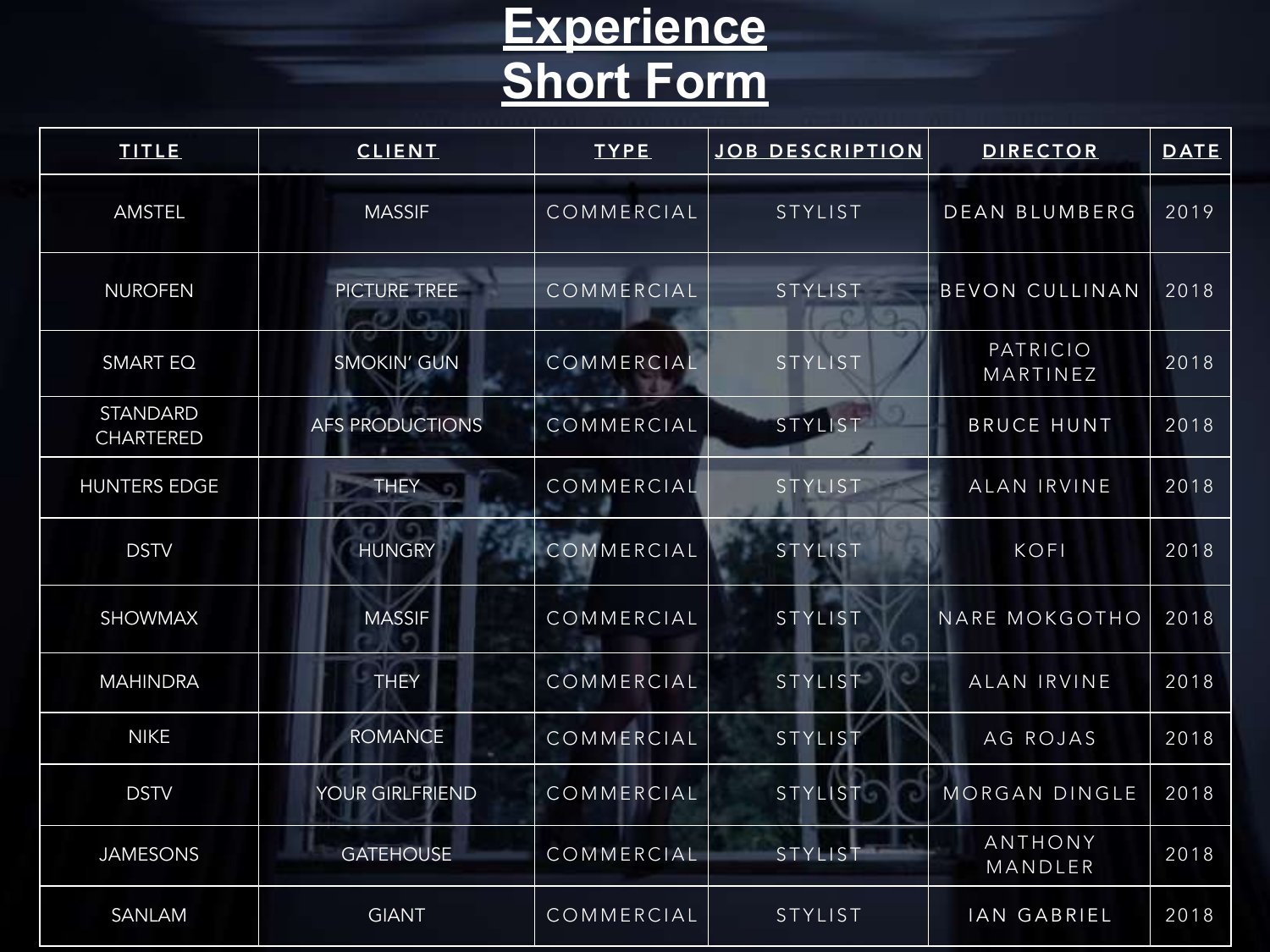# Experience Short Form

| TITLE | CLIENT | TYPE | JOB DESCRIPTION | DIRECTOR | DATE |
|---|---|---|---|---|---|
| AMSTEL | MASSIF | COMMERCIAL | STYLIST | DEAN BLUMBERG | 2019 |
| NUROFEN | PICTURE TREE | COMMERCIAL | STYLIST | BEVON CULLINAN | 2018 |
| SMART EQ | SMOKIN' GUN | COMMERCIAL | STYLIST | PATRICIO MARTINEZ | 2018 |
| STANDARD CHARTERED | AFS PRODUCTIONS | COMMERCIAL | STYLIST | BRUCE HUNT | 2018 |
| HUNTERS EDGE | THEY | COMMERCIAL | STYLIST | ALAN IRVINE | 2018 |
| DSTV | HUNGRY | COMMERCIAL | STYLIST | KOFI | 2018 |
| SHOWMAX | MASSIF | COMMERCIAL | STYLIST | NARE MOKGOTHO | 2018 |
| MAHINDRA | THEY | COMMERCIAL | STYLIST | ALAN IRVINE | 2018 |
| NIKE | ROMANCE | COMMERCIAL | STYLIST | AG ROJAS | 2018 |
| DSTV | YOUR GIRLFRIEND | COMMERCIAL | STYLIST | MORGAN DINGLE | 2018 |
| JAMESONS | GATEHOUSE | COMMERCIAL | STYLIST | ANTHONY MANDLER | 2018 |
| SANLAM | GIANT | COMMERCIAL | STYLIST | IAN GABRIEL | 2018 |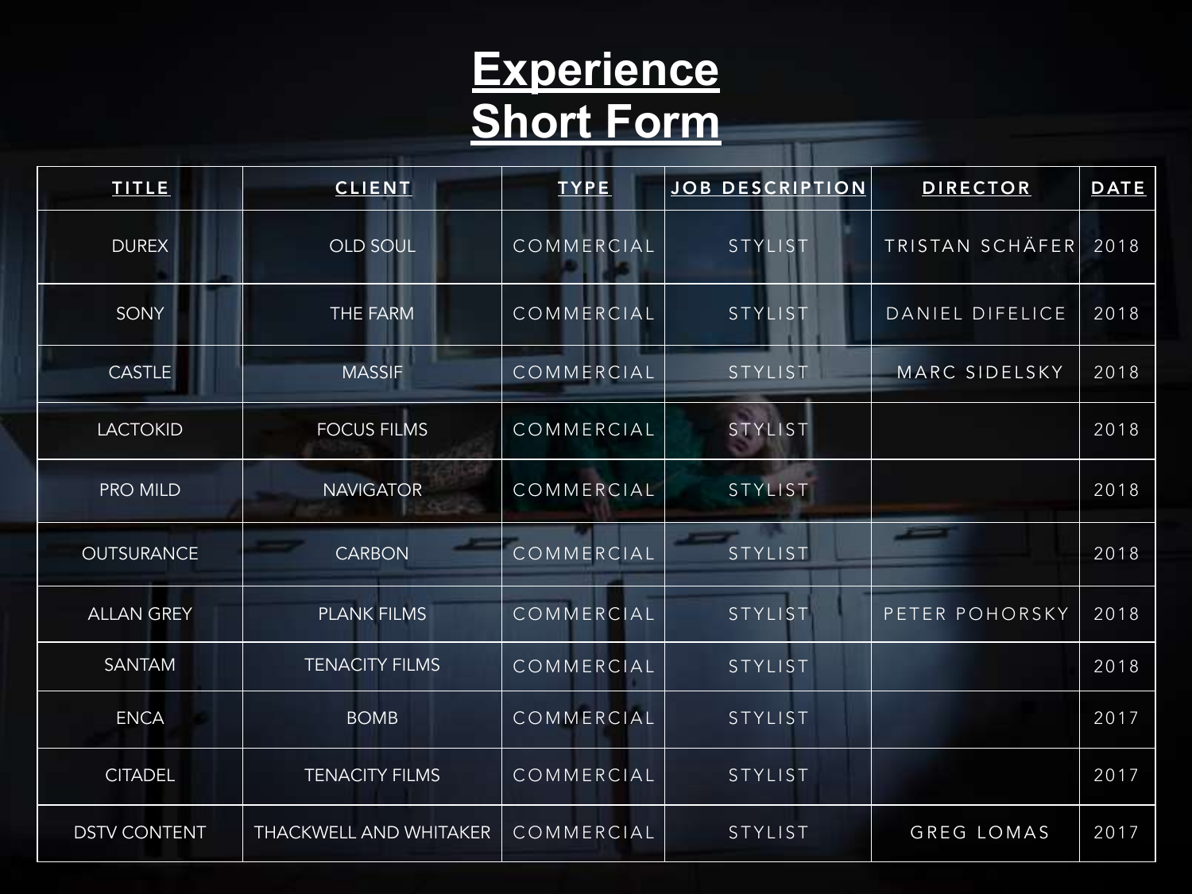# Experience
# Short Form

| TITLE | CLIENT | TYPE | JOB DESCRIPTION | DIRECTOR | DATE |
|---|---|---|---|---|---|
| DUREX | OLD SOUL | COMMERCIAL | STYLIST | TRISTAN SCHÄFER | 2018 |
| SONY | THE FARM | COMMERCIAL | STYLIST | DANIEL DIFELICE | 2018 |
| CASTLE | MASSIF | COMMERCIAL | STYLIST | MARC SIDELSKY | 2018 |
| LACTOKID | FOCUS FILMS | COMMERCIAL | STYLIST | | 2018 |
| PRO MILD | NAVIGATOR | COMMERCIAL | STYLIST | | 2018 |
| OUTSURANCE | CARBON | COMMERCIAL | STYLIST | | 2018 |
| ALLAN GREY | PLANK FILMS | COMMERCIAL | STYLIST | PETER POHORSKY | 2018 |
| SANTAM | TENACITY FILMS | COMMERCIAL | STYLIST | | 2018 |
| ENCA | BOMB | COMMERCIAL | STYLIST | | 2017 |
| CITADEL | TENACITY FILMS | COMMERCIAL | STYLIST | | 2017 |
| DSTV CONTENT | THACKWELL AND WHITAKER | COMMERCIAL | STYLIST | GREG LOMAS | 2017 |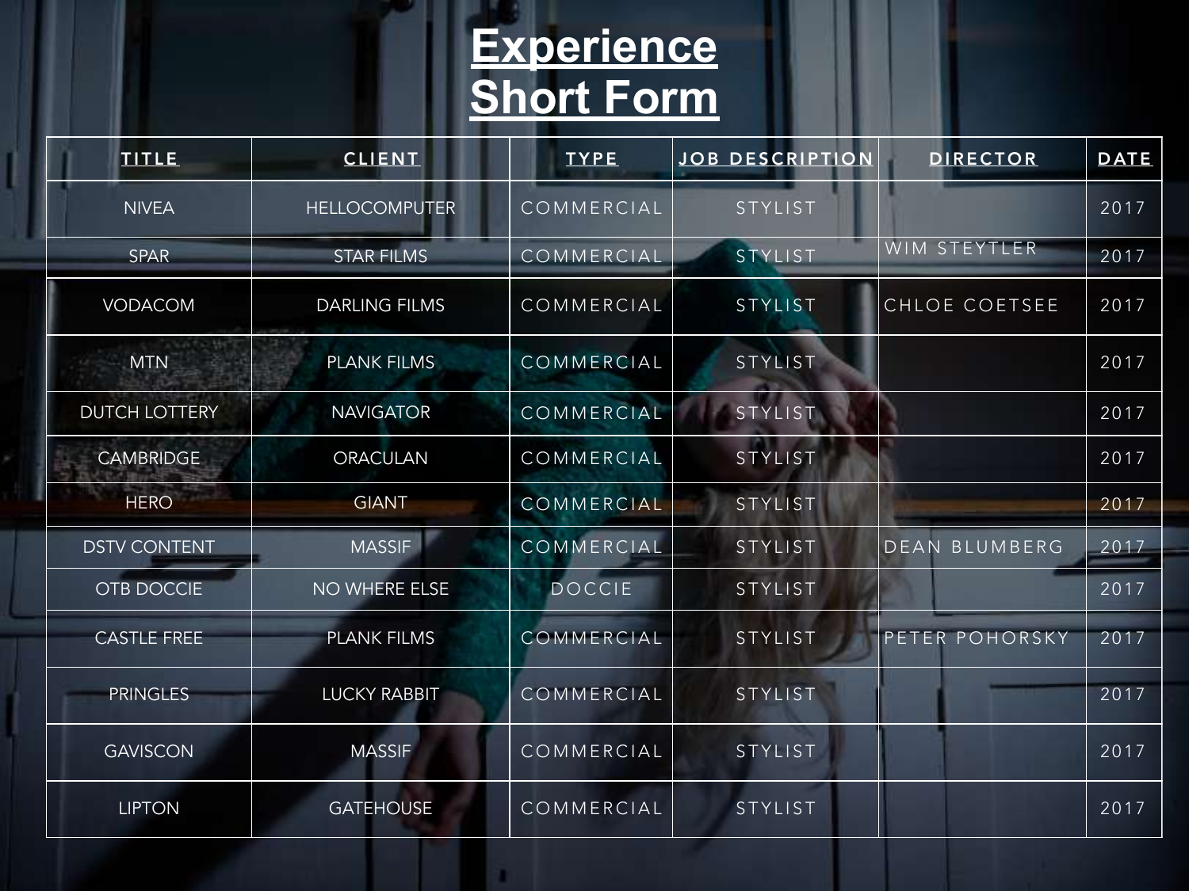# Experience
# Short Form

| TITLE | CLIENT | TYPE | JOB DESCRIPTION | DIRECTOR | DATE |
|---|---|---|---|---|---|
| NIVEA | HELLOCOMPUTER | COMMERCIAL | STYLIST | | 2017 |
| SPAR | STAR FILMS | COMMERCIAL | STYLIST | WIM STEYTLER | 2017 |
| VODACOM | DARLING FILMS | COMMERCIAL | STYLIST | CHLOE COETSEE | 2017 |
| MTN | PLANK FILMS | COMMERCIAL | STYLIST | | 2017 |
| DUTCH LOTTERY | NAVIGATOR | COMMERCIAL | STYLIST | | 2017 |
| CAMBRIDGE | ORACULAN | COMMERCIAL | STYLIST | | 2017 |
| HERO | GIANT | COMMERCIAL | STYLIST | | 2017 |
| DSTV CONTENT | MASSIF | COMMERCIAL | STYLIST | DEAN BLUMBERG | 2017 |
| OTB DOCCIE | NO WHERE ELSE | DOCCIE | STYLIST | | 2017 |
| CASTLE FREE | PLANK FILMS | COMMERCIAL | STYLIST | PETER POHORSKY | 2017 |
| PRINGLES | LUCKY RABBIT | COMMERCIAL | STYLIST | | 2017 |
| GAVISCON | MASSIF | COMMERCIAL | STYLIST | | 2017 |
| LIPTON | GATEHOUSE | COMMERCIAL | STYLIST | | 2017 |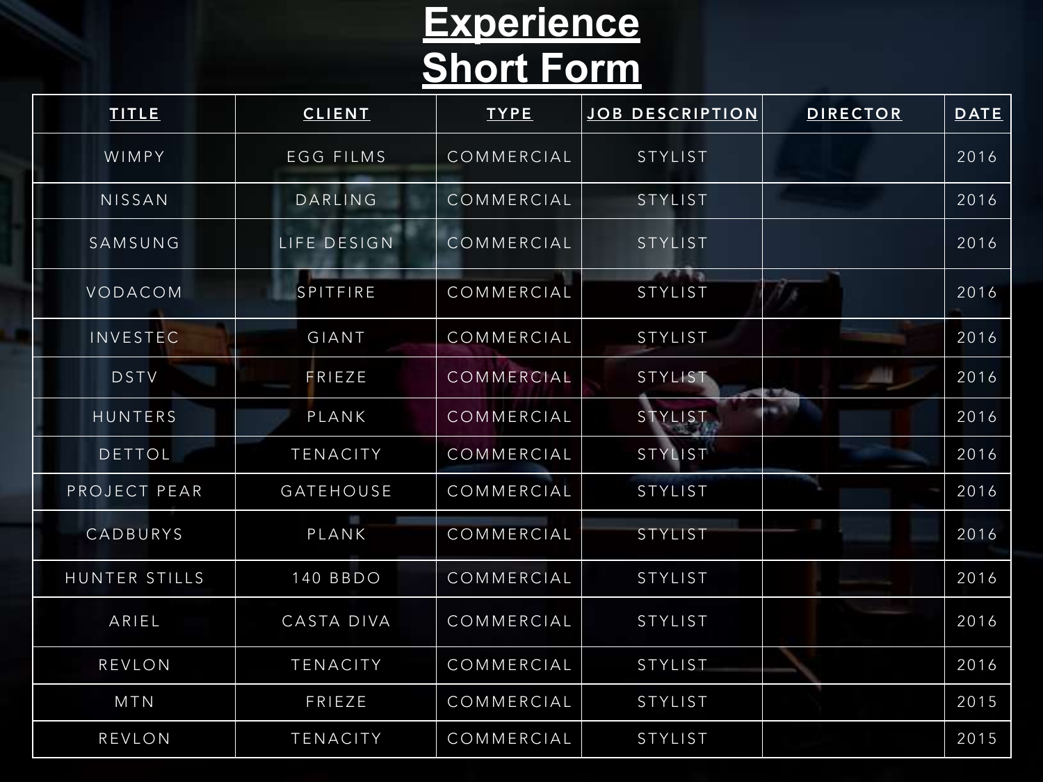# Experience
# Short Form

| TITLE | CLIENT | TYPE | JOB DESCRIPTION | DIRECTOR | DATE |
|---|---|---|---|---|---|
| WIMPY | EGG FILMS | COMMERCIAL | STYLIST | | 2016 |
| NISSAN | DARLING | COMMERCIAL | STYLIST | | 2016 |
| SAMSUNG | LIFE DESIGN | COMMERCIAL | STYLIST | | 2016 |
| VODACOM | SPITFIRE | COMMERCIAL | STYLIST | | 2016 |
| INVESTEC | GIANT | COMMERCIAL | STYLIST | | 2016 |
| DSTV | FRIEZE | COMMERCIAL | STYLIST | | 2016 |
| HUNTERS | PLANK | COMMERCIAL | STYLIST | | 2016 |
| DETTOL | TENACITY | COMMERCIAL | STYLIST | | 2016 |
| PROJECT PEAR | GATEHOUSE | COMMERCIAL | STYLIST | | 2016 |
| CADBURYS | PLANK | COMMERCIAL | STYLIST | | 2016 |
| HUNTER STILLS | 140 BBDO | COMMERCIAL | STYLIST | | 2016 |
| ARIEL | CASTA DIVA | COMMERCIAL | STYLIST | | 2016 |
| REVLON | TENACITY | COMMERCIAL | STYLIST | | 2016 |
| MTN | FRIEZE | COMMERCIAL | STYLIST | | 2015 |
| REVLON | TENACITY | COMMERCIAL | STYLIST | | 2015 |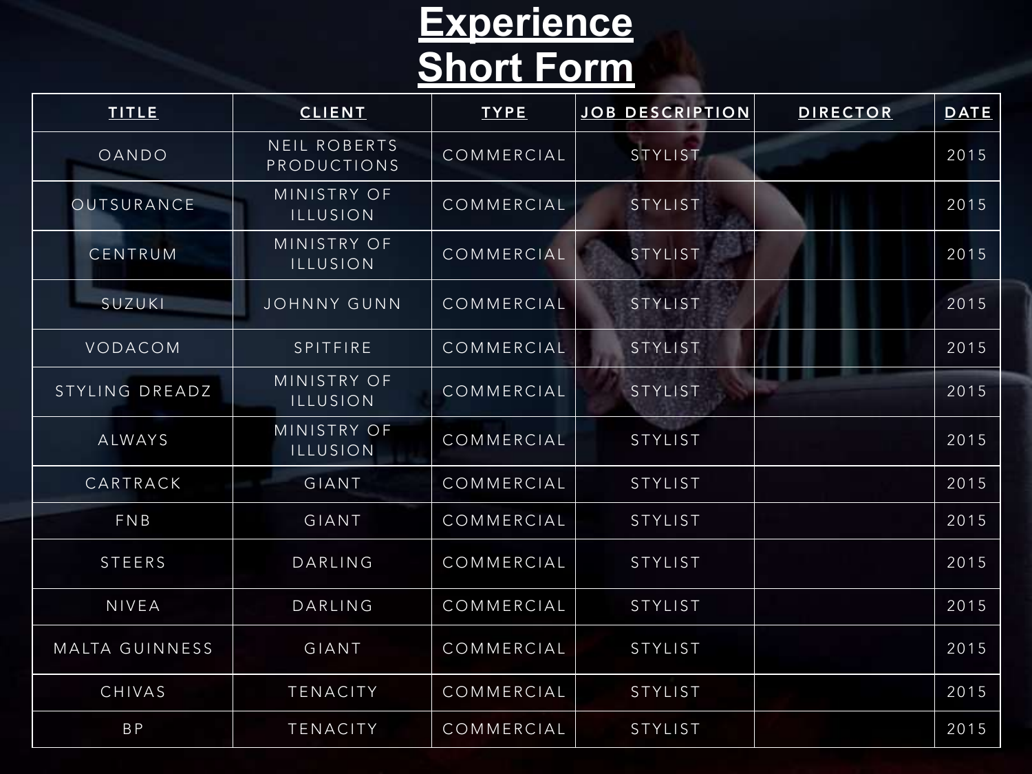# Experience Short Form

| TITLE | CLIENT | TYPE | JOB DESCRIPTION | DIRECTOR | DATE |
|---|---|---|---|---|---|
| OANDO | NEIL ROBERTS PRODUCTIONS | COMMERCIAL | STYLIST | | 2015 |
| OUTSURANCE | MINISTRY OF ILLUSION | COMMERCIAL | STYLIST | | 2015 |
| CENTRUM | MINISTRY OF ILLUSION | COMMERCIAL | STYLIST | | 2015 |
| SUZUKI | JOHNNY GUNN | COMMERCIAL | STYLIST | | 2015 |
| VODACOM | SPITFIRE | COMMERCIAL | STYLIST | | 2015 |
| STYLING DREADZ | MINISTRY OF ILLUSION | COMMERCIAL | STYLIST | | 2015 |
| ALWAYS | MINISTRY OF ILLUSION | COMMERCIAL | STYLIST | | 2015 |
| CARTRACK | GIANT | COMMERCIAL | STYLIST | | 2015 |
| FNB | GIANT | COMMERCIAL | STYLIST | | 2015 |
| STEERS | DARLING | COMMERCIAL | STYLIST | | 2015 |
| NIVEA | DARLING | COMMERCIAL | STYLIST | | 2015 |
| MALTA GUINNESS | GIANT | COMMERCIAL | STYLIST | | 2015 |
| CHIVAS | TENACITY | COMMERCIAL | STYLIST | | 2015 |
| BP | TENACITY | COMMERCIAL | STYLIST | | 2015 |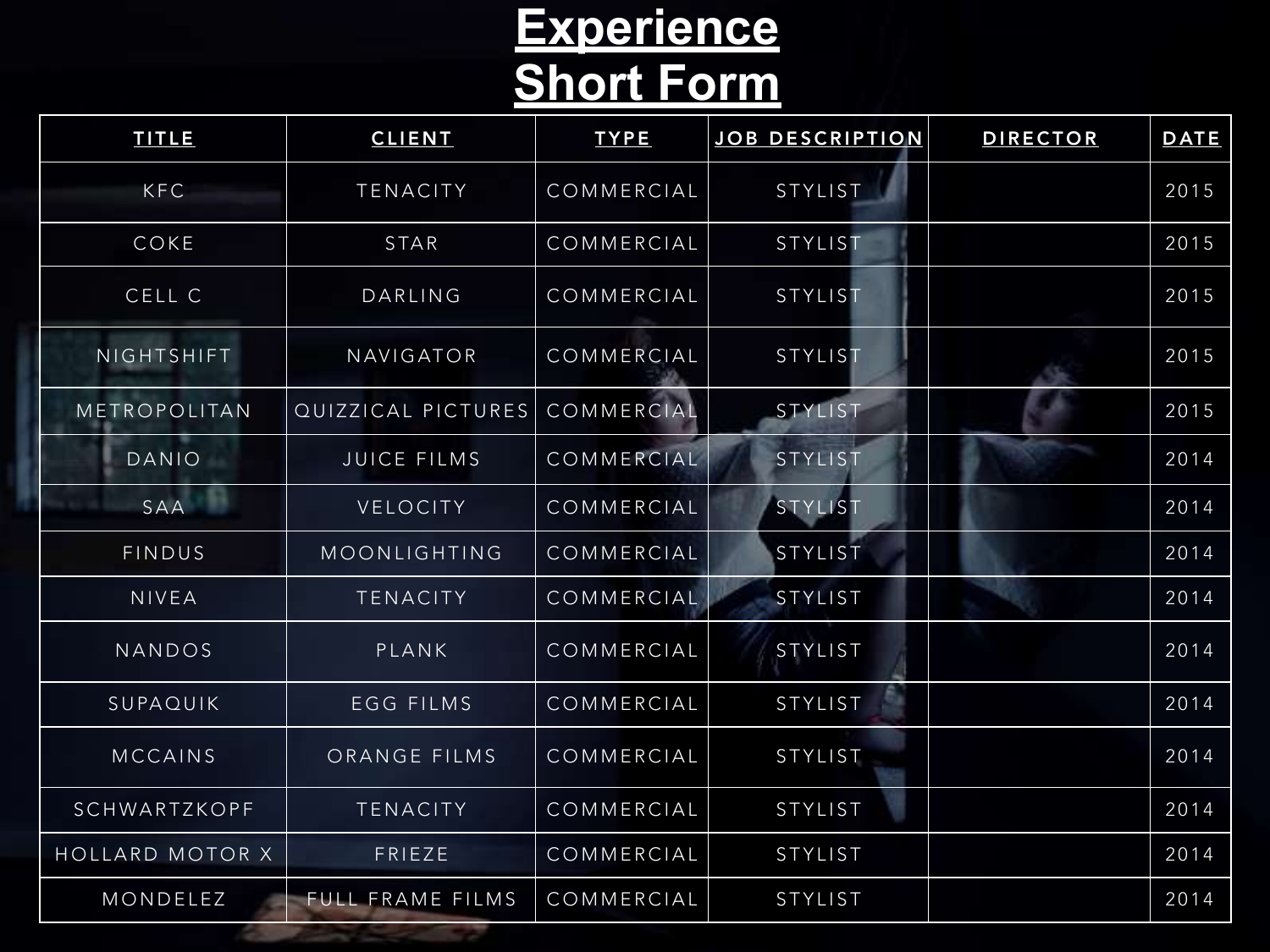# Experience
# Short Form

| TITLE | CLIENT | TYPE | JOB DESCRIPTION | DIRECTOR | DATE |
|---|---|---|---|---|---|
| KFC | TENACITY | COMMERCIAL | STYLIST | | 2015 |
| COKE | STAR | COMMERCIAL | STYLIST | | 2015 |
| CELL C | DARLING | COMMERCIAL | STYLIST | | 2015 |
| NIGHTSHIFT | NAVIGATOR | COMMERCIAL | STYLIST | | 2015 |
| METROPOLITAN | QUIZZICAL PICTURES | COMMERCIAL | STYLIST | | 2015 |
| DANIO | JUICE FILMS | COMMERCIAL | STYLIST | | 2014 |
| SAA | VELOCITY | COMMERCIAL | STYLIST | | 2014 |
| FINDUS | MOONLIGHTING | COMMERCIAL | STYLIST | | 2014 |
| NIVEA | TENACITY | COMMERCIAL | STYLIST | | 2014 |
| NANDOS | PLANK | COMMERCIAL | STYLIST | | 2014 |
| SUPAQUIK | EGG FILMS | COMMERCIAL | STYLIST | | 2014 |
| MCCAINS | ORANGE FILMS | COMMERCIAL | STYLIST | | 2014 |
| SCHWARTZKOPF | TENACITY | COMMERCIAL | STYLIST | | 2014 |
| HOLLARD MOTOR X | FRIEZE | COMMERCIAL | STYLIST | | 2014 |
| MONDELEZ | FULL FRAME FILMS | COMMERCIAL | STYLIST | | 2014 |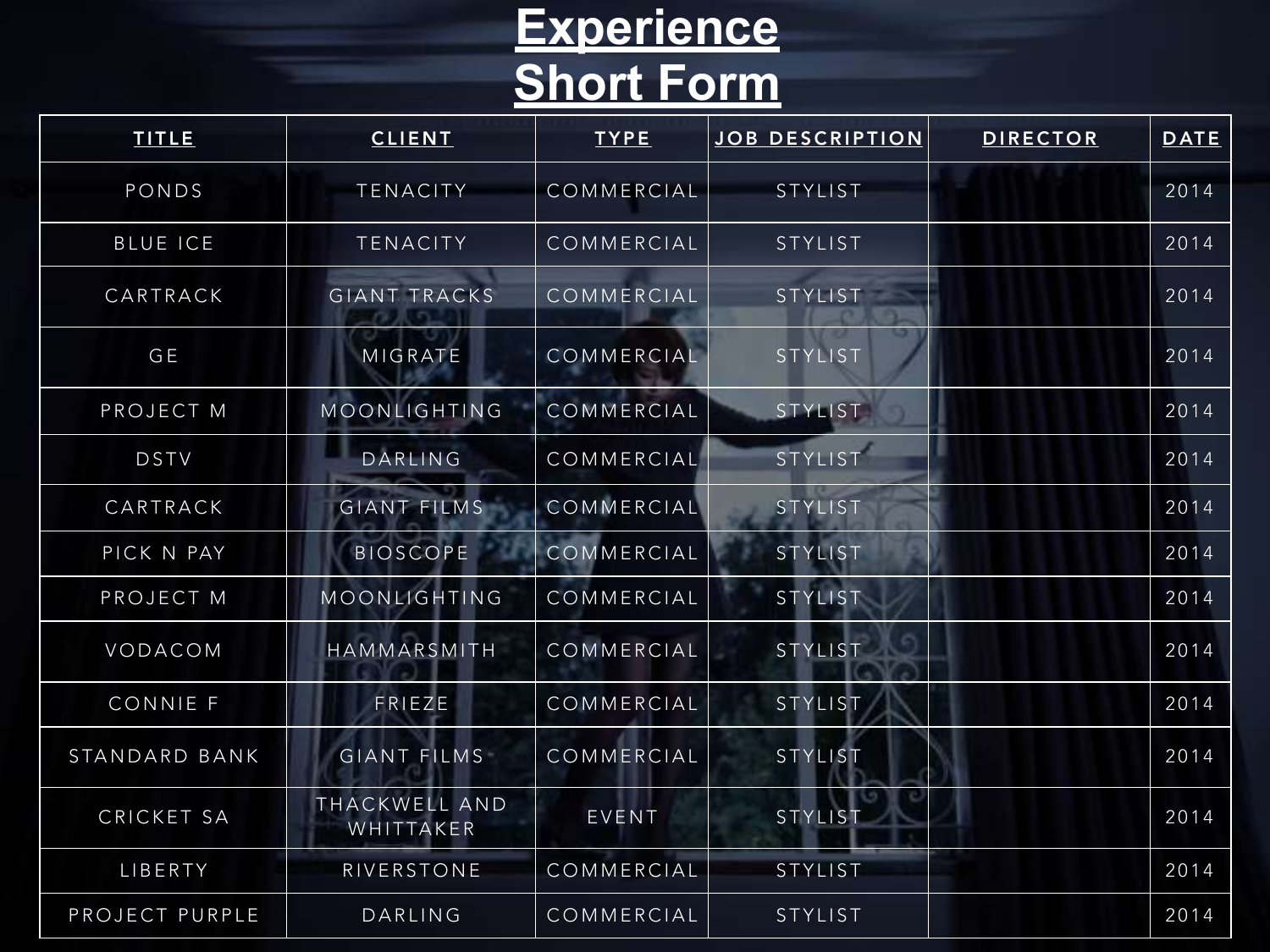# Experience Short Form

| TITLE | CLIENT | TYPE | JOB DESCRIPTION | DIRECTOR | DATE |
|---|---|---|---|---|---|
| PONDS | TENACITY | COMMERCIAL | STYLIST | | 2014 |
| BLUE ICE | TENACITY | COMMERCIAL | STYLIST | | 2014 |
| CARTRACK | GIANT TRACKS | COMMERCIAL | STYLIST | | 2014 |
| GE | MIGRATE | COMMERCIAL | STYLIST | | 2014 |
| PROJECT M | MOONLIGHTING | COMMERCIAL | STYLIST | | 2014 |
| DSTV | DARLING | COMMERCIAL | STYLIST | | 2014 |
| CARTRACK | GIANT FILMS | COMMERCIAL | STYLIST | | 2014 |
| PICK N PAY | BIOSCOPE | COMMERCIAL | STYLIST | | 2014 |
| PROJECT M | MOONLIGHTING | COMMERCIAL | STYLIST | | 2014 |
| VODACOM | HAMMARSMITH | COMMERCIAL | STYLIST | | 2014 |
| CONNIE F | FRIEZE | COMMERCIAL | STYLIST | | 2014 |
| STANDARD BANK | GIANT FILMS | COMMERCIAL | STYLIST | | 2014 |
| CRICKET SA | THACKWELL AND WHITTAKER | EVENT | STYLIST | | 2014 |
| LIBERTY | RIVERSTONE | COMMERCIAL | STYLIST | | 2014 |
| PROJECT PURPLE | DARLING | COMMERCIAL | STYLIST | | 2014 |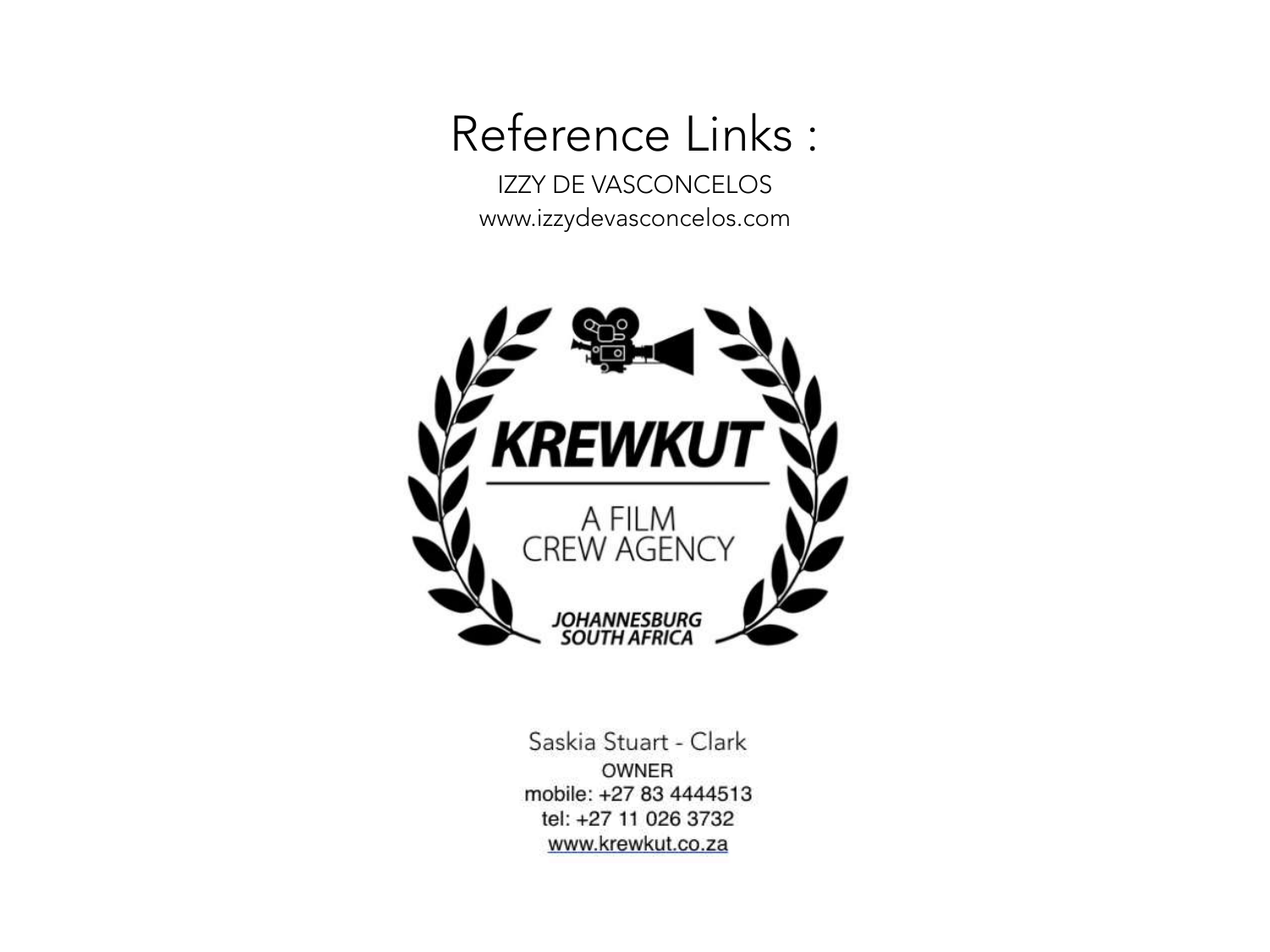# Reference Links :

IZZY DE VASCONCELOS
www.izzydevasconcelos.com

KREWKUT

A FILM
CREW AGENCY

JOHANNESBURG
SOUTH AFRICA

Saskia Stuart - Clark
OWNER
mobile: +27 83 4444513
tel: +27 11 026 3732
www.krewkut.co.za